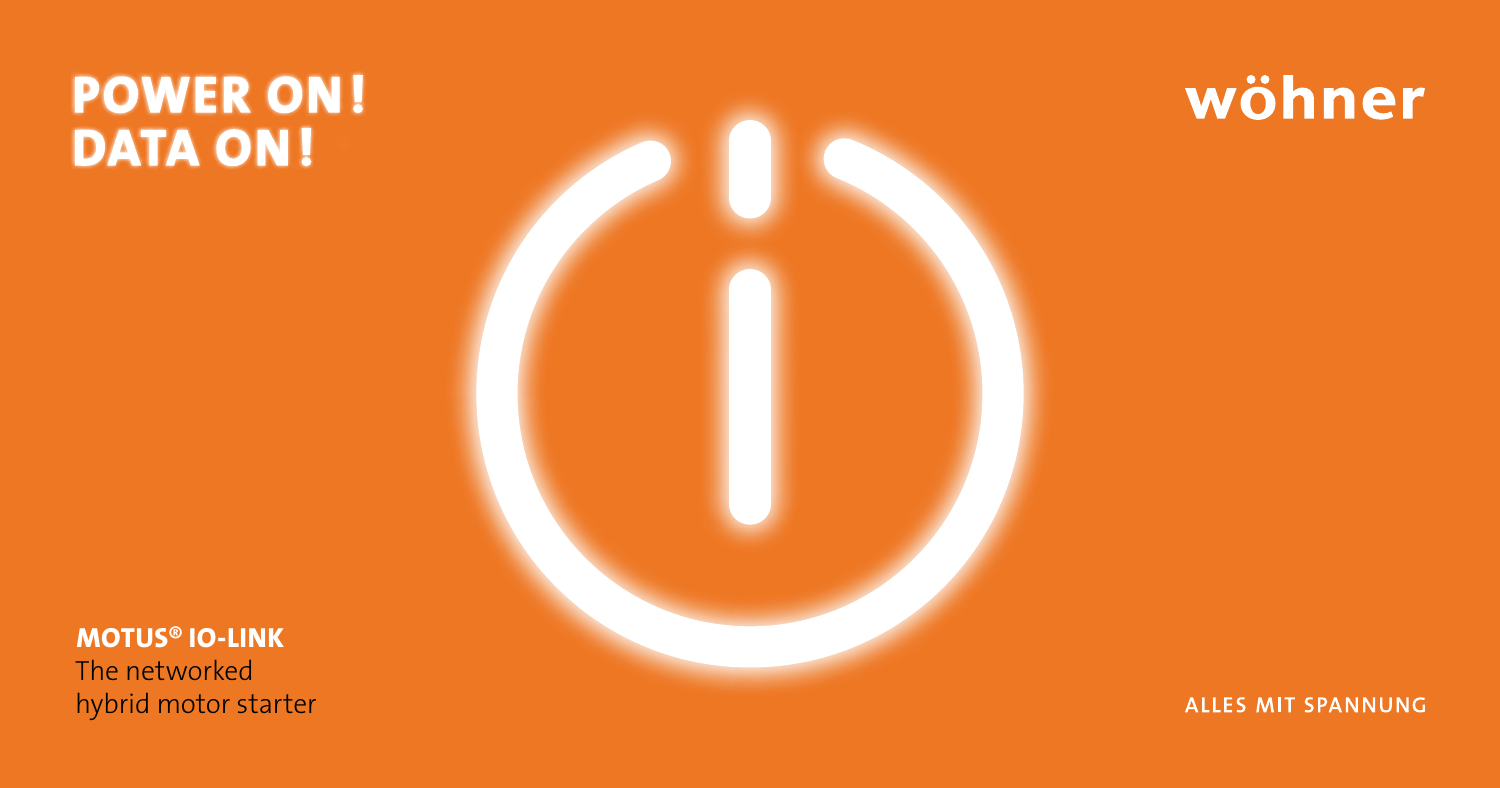# POWER ON!
# DATA ON!

wöhner

**MOTUS® IO-LINK**
The networked
hybrid motor starter

ALLES MIT SPANNUNG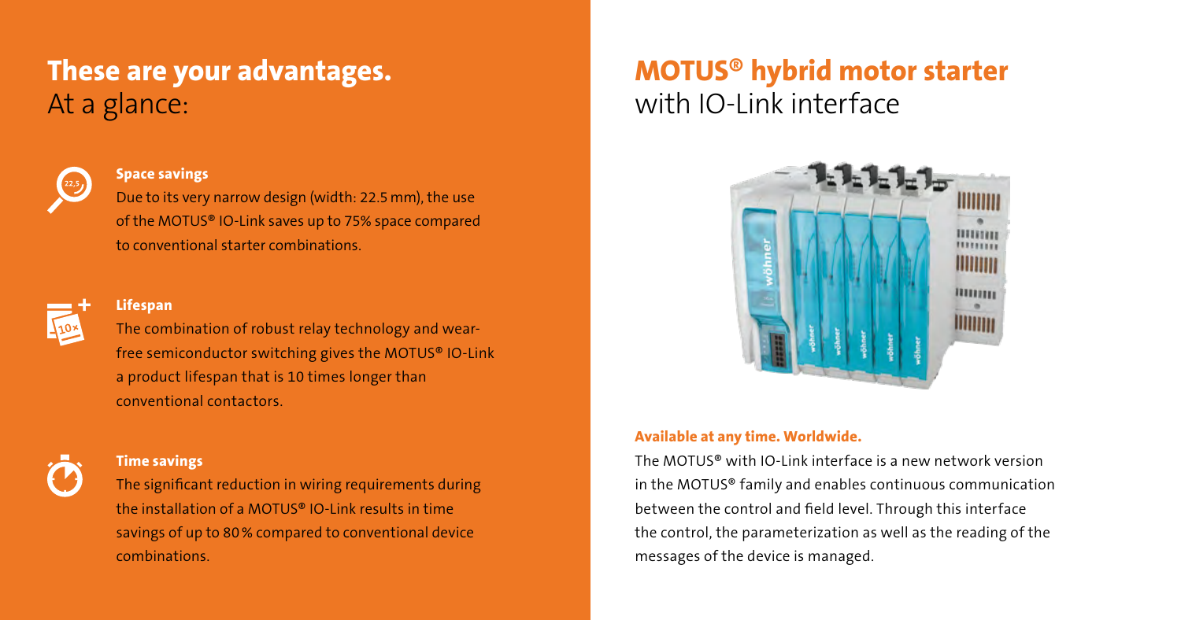# These are your advantages.
At a glance:

### Space savings

Due to its very narrow design (width: 22.5 mm), the use of the MOTUS® IO-Link saves up to 75% space compared to conventional starter combinations.

### Lifespan

The combination of robust relay technology and wear-free semiconductor switching gives the MOTUS® IO-Link a product lifespan that is 10 times longer than conventional contactors.

### Time savings

The significant reduction in wiring requirements during the installation of a MOTUS® IO-Link results in time savings of up to 80 % compared to conventional device combinations.

# MOTUS® hybrid motor starter
with IO-Link interface

### Available at any time. Worldwide.

The MOTUS® with IO-Link interface is a new network version in the MOTUS® family and enables continuous communication between the control and field level. Through this interface the control, the parameterization as well as the reading of the messages of the device is managed.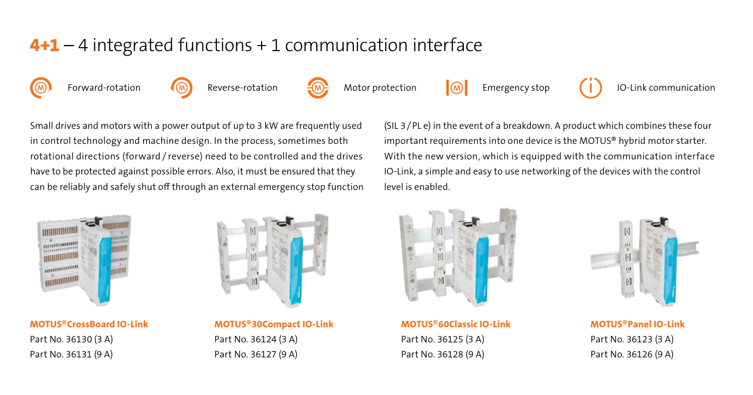## **4+1** – 4 integrated functions + 1 communication interface

Forward-rotation

Reverse-rotation

Motor protection

Emergency stop

IO-Link communication

Small drives and motors with a power output of up to 3 kW are frequently used in control technology and machine design. In the process, sometimes both rotational directions (forward / reverse) need to be controlled and the drives have to be protected against possible errors. Also, it must be ensured that they can be reliably and safely shut off through an external emergency stop function (SIL 3 / PL e) in the event of a breakdown. A product which combines these four important requirements into one device is the MOTUS® hybrid motor starter. With the new version, which is equipped with the communication interface IO-Link, a simple and easy to use networking of the devices with the control level is enabled.

**MOTUS®CrossBoard IO-Link**
Part No. 36130 (3 A)
Part No. 36131 (9 A)

**MOTUS®30Compact IO-Link**
Part No. 36124 (3 A)
Part No. 36127 (9 A)

**MOTUS®60Classic IO-Link**
Part No. 36125 (3 A)
Part No. 36128 (9 A)

**MOTUS®Panel IO-Link**
Part No. 36123 (3 A)
Part No. 36126 (9 A)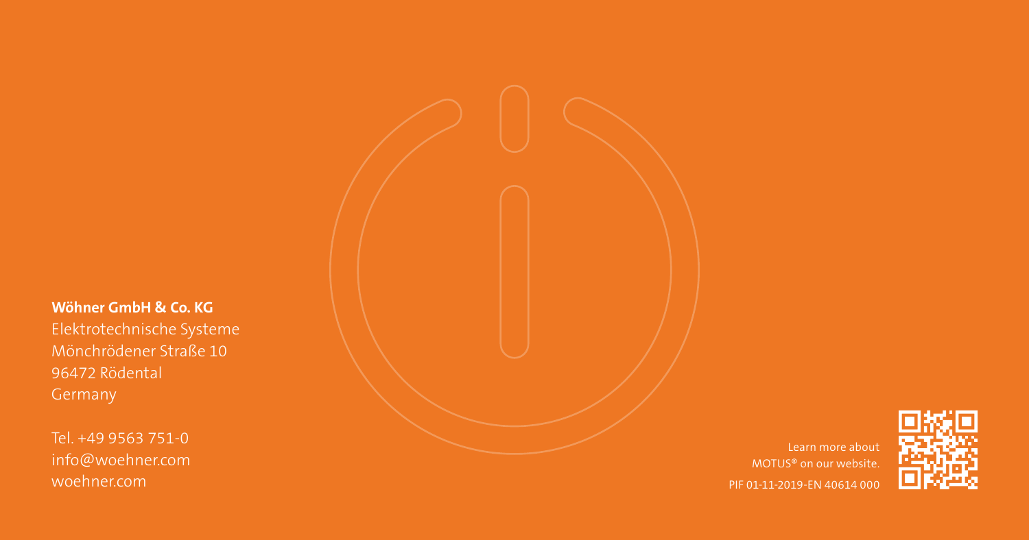**Wöhner GmbH & Co. KG**
Elektrotechnische Systeme
Mönchrödener Straße 10
96472 Rödental
Germany

Tel. +49 9563 751-0
info@woehner.com
woehner.com

Learn more about
MOTUS® on our website.

PIF 01-11-2019-EN 40614 000